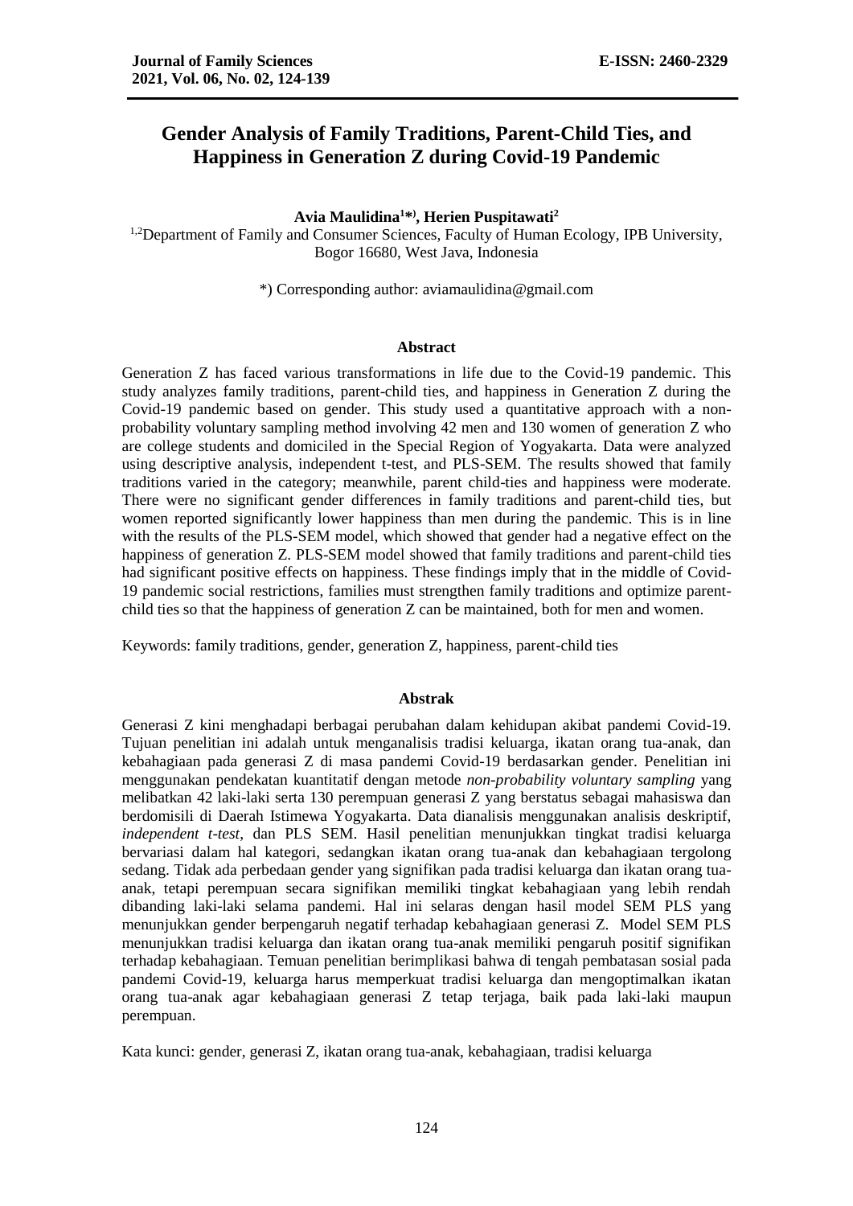# Gender Analysis of Family Traditions, Parent-Child Ties, and Happiness in Generation Z during Covid-19 Pandemic

**Avia Maulidina[1*)], Herien Puspitawati[2]**

[1,2]Department of Family and Consumer Sciences, Faculty of Human Ecology, IPB University, Bogor 16680, West Java, Indonesia

*) Corresponding author: aviamaulidina@gmail.com

## Abstract

Generation Z has faced various transformations in life due to the Covid-19 pandemic. This study analyzes family traditions, parent-child ties, and happiness in Generation Z during the Covid-19 pandemic based on gender. This study used a quantitative approach with a non-probability voluntary sampling method involving 42 men and 130 women of generation Z who are college students and domiciled in the Special Region of Yogyakarta. Data were analyzed using descriptive analysis, independent t-test, and PLS-SEM. The results showed that family traditions varied in the category; meanwhile, parent child-ties and happiness were moderate. There were no significant gender differences in family traditions and parent-child ties, but women reported significantly lower happiness than men during the pandemic. This is in line with the results of the PLS-SEM model, which showed that gender had a negative effect on the happiness of generation Z. PLS-SEM model showed that family traditions and parent-child ties had significant positive effects on happiness. These findings imply that in the middle of Covid-19 pandemic social restrictions, families must strengthen family traditions and optimize parent-child ties so that the happiness of generation Z can be maintained, both for men and women.

Keywords: family traditions, gender, generation Z, happiness, parent-child ties

## Abstrak

Generasi Z kini menghadapi berbagai perubahan dalam kehidupan akibat pandemi Covid-19. Tujuan penelitian ini adalah untuk menganalisis tradisi keluarga, ikatan orang tua-anak, dan kebahagiaan pada generasi Z di masa pandemi Covid-19 berdasarkan gender. Penelitian ini menggunakan pendekatan kuantitatif dengan metode *non-probability voluntary sampling* yang melibatkan 42 laki-laki serta 130 perempuan generasi Z yang berstatus sebagai mahasiswa dan berdomisili di Daerah Istimewa Yogyakarta. Data dianalisis menggunakan analisis deskriptif, *independent t-test*, dan PLS SEM. Hasil penelitian menunjukkan tingkat tradisi keluarga bervariasi dalam hal kategori, sedangkan ikatan orang tua-anak dan kebahagiaan tergolong sedang. Tidak ada perbedaan gender yang signifikan pada tradisi keluarga dan ikatan orang tua-anak, tetapi perempuan secara signifikan memiliki tingkat kebahagiaan yang lebih rendah dibanding laki-laki selama pandemi. Hal ini selaras dengan hasil model SEM PLS yang menunjukkan gender berpengaruh negatif terhadap kebahagiaan generasi Z. Model SEM PLS menunjukkan tradisi keluarga dan ikatan orang tua-anak memiliki pengaruh positif signifikan terhadap kebahagiaan. Temuan penelitian berimplikasi bahwa di tengah pembatasan sosial pada pandemi Covid-19, keluarga harus memperkuat tradisi keluarga dan mengoptimalkan ikatan orang tua-anak agar kebahagiaan generasi Z tetap terjaga, baik pada laki-laki maupun perempuan.

Kata kunci: gender, generasi Z, ikatan orang tua-anak, kebahagiaan, tradisi keluarga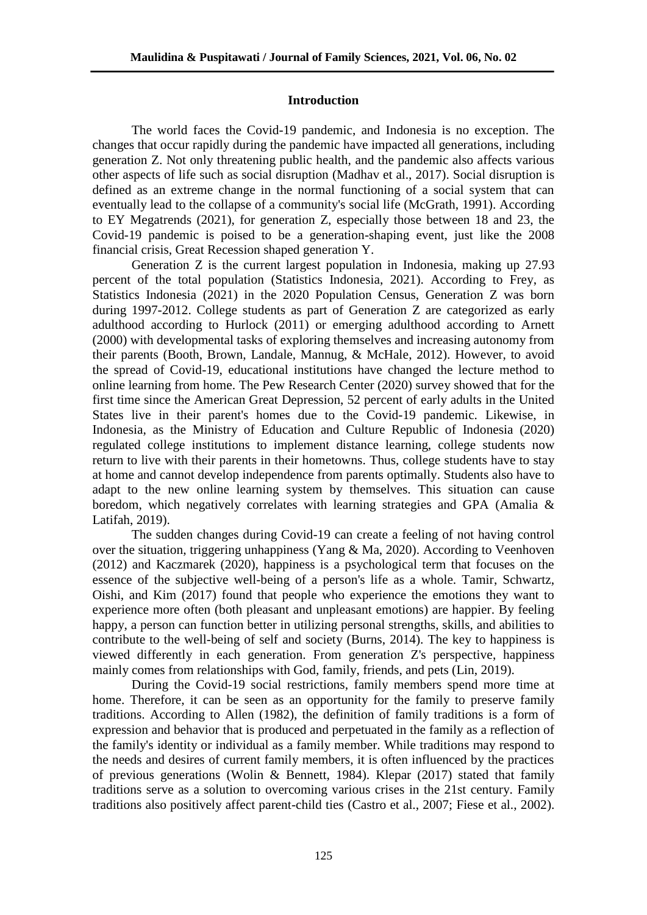## Introduction

The world faces the Covid-19 pandemic, and Indonesia is no exception. The changes that occur rapidly during the pandemic have impacted all generations, including generation Z. Not only threatening public health, and the pandemic also affects various other aspects of life such as social disruption (Madhav et al., 2017). Social disruption is defined as an extreme change in the normal functioning of a social system that can eventually lead to the collapse of a community's social life (McGrath, 1991). According to EY Megatrends (2021), for generation Z, especially those between 18 and 23, the Covid-19 pandemic is poised to be a generation-shaping event, just like the 2008 financial crisis, Great Recession shaped generation Y.

Generation Z is the current largest population in Indonesia, making up 27.93 percent of the total population (Statistics Indonesia, 2021). According to Frey, as Statistics Indonesia (2021) in the 2020 Population Census, Generation Z was born during 1997-2012. College students as part of Generation Z are categorized as early adulthood according to Hurlock (2011) or emerging adulthood according to Arnett (2000) with developmental tasks of exploring themselves and increasing autonomy from their parents (Booth, Brown, Landale, Mannug, & McHale, 2012). However, to avoid the spread of Covid-19, educational institutions have changed the lecture method to online learning from home. The Pew Research Center (2020) survey showed that for the first time since the American Great Depression, 52 percent of early adults in the United States live in their parent's homes due to the Covid-19 pandemic. Likewise, in Indonesia, as the Ministry of Education and Culture Republic of Indonesia (2020) regulated college institutions to implement distance learning, college students now return to live with their parents in their hometowns. Thus, college students have to stay at home and cannot develop independence from parents optimally. Students also have to adapt to the new online learning system by themselves. This situation can cause boredom, which negatively correlates with learning strategies and GPA (Amalia & Latifah, 2019).

The sudden changes during Covid-19 can create a feeling of not having control over the situation, triggering unhappiness (Yang & Ma, 2020). According to Veenhoven (2012) and Kaczmarek (2020), happiness is a psychological term that focuses on the essence of the subjective well-being of a person's life as a whole. Tamir, Schwartz, Oishi, and Kim (2017) found that people who experience the emotions they want to experience more often (both pleasant and unpleasant emotions) are happier. By feeling happy, a person can function better in utilizing personal strengths, skills, and abilities to contribute to the well-being of self and society (Burns, 2014). The key to happiness is viewed differently in each generation. From generation Z's perspective, happiness mainly comes from relationships with God, family, friends, and pets (Lin, 2019).

During the Covid-19 social restrictions, family members spend more time at home. Therefore, it can be seen as an opportunity for the family to preserve family traditions. According to Allen (1982), the definition of family traditions is a form of expression and behavior that is produced and perpetuated in the family as a reflection of the family's identity or individual as a family member. While traditions may respond to the needs and desires of current family members, it is often influenced by the practices of previous generations (Wolin & Bennett, 1984). Klepar (2017) stated that family traditions serve as a solution to overcoming various crises in the 21st century. Family traditions also positively affect parent-child ties (Castro et al., 2007; Fiese et al., 2002).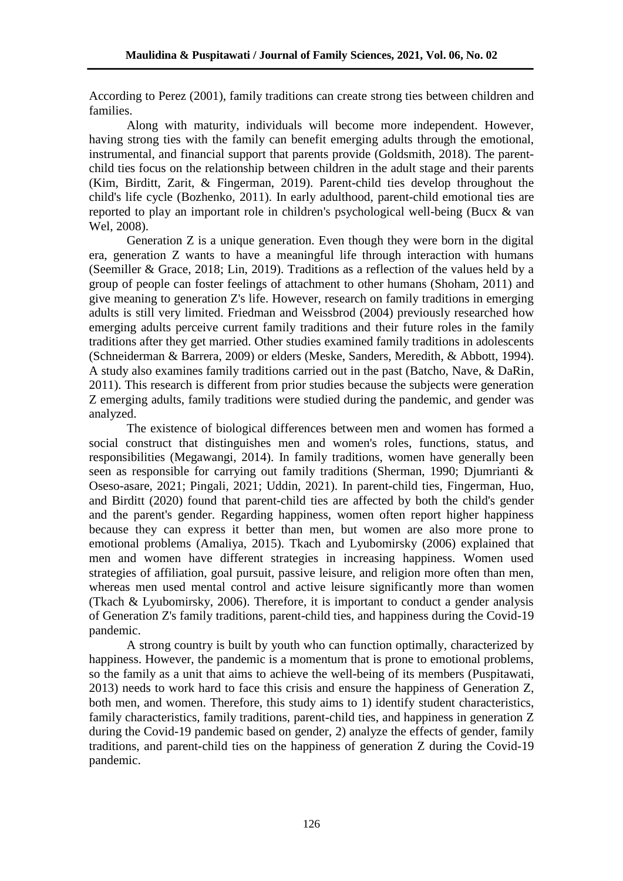According to Perez (2001), family traditions can create strong ties between children and families.

Along with maturity, individuals will become more independent. However, having strong ties with the family can benefit emerging adults through the emotional, instrumental, and financial support that parents provide (Goldsmith, 2018). The parent-child ties focus on the relationship between children in the adult stage and their parents (Kim, Birditt, Zarit, & Fingerman, 2019). Parent-child ties develop throughout the child's life cycle (Bozhenko, 2011). In early adulthood, parent-child emotional ties are reported to play an important role in children's psychological well-being (Bucx & van Wel, 2008).

Generation Z is a unique generation. Even though they were born in the digital era, generation Z wants to have a meaningful life through interaction with humans (Seemiller & Grace, 2018; Lin, 2019). Traditions as a reflection of the values held by a group of people can foster feelings of attachment to other humans (Shoham, 2011) and give meaning to generation Z's life. However, research on family traditions in emerging adults is still very limited. Friedman and Weissbrod (2004) previously researched how emerging adults perceive current family traditions and their future roles in the family traditions after they get married. Other studies examined family traditions in adolescents (Schneiderman & Barrera, 2009) or elders (Meske, Sanders, Meredith, & Abbott, 1994). A study also examines family traditions carried out in the past (Batcho, Nave, & DaRin, 2011). This research is different from prior studies because the subjects were generation Z emerging adults, family traditions were studied during the pandemic, and gender was analyzed.

The existence of biological differences between men and women has formed a social construct that distinguishes men and women's roles, functions, status, and responsibilities (Megawangi, 2014). In family traditions, women have generally been seen as responsible for carrying out family traditions (Sherman, 1990; Djumrianti & Oseso-asare, 2021; Pingali, 2021; Uddin, 2021). In parent-child ties, Fingerman, Huo, and Birditt (2020) found that parent-child ties are affected by both the child's gender and the parent's gender. Regarding happiness, women often report higher happiness because they can express it better than men, but women are also more prone to emotional problems (Amaliya, 2015). Tkach and Lyubomirsky (2006) explained that men and women have different strategies in increasing happiness. Women used strategies of affiliation, goal pursuit, passive leisure, and religion more often than men, whereas men used mental control and active leisure significantly more than women (Tkach & Lyubomirsky, 2006). Therefore, it is important to conduct a gender analysis of Generation Z's family traditions, parent-child ties, and happiness during the Covid-19 pandemic.

A strong country is built by youth who can function optimally, characterized by happiness. However, the pandemic is a momentum that is prone to emotional problems, so the family as a unit that aims to achieve the well-being of its members (Puspitawati, 2013) needs to work hard to face this crisis and ensure the happiness of Generation Z, both men, and women. Therefore, this study aims to 1) identify student characteristics, family characteristics, family traditions, parent-child ties, and happiness in generation Z during the Covid-19 pandemic based on gender, 2) analyze the effects of gender, family traditions, and parent-child ties on the happiness of generation Z during the Covid-19 pandemic.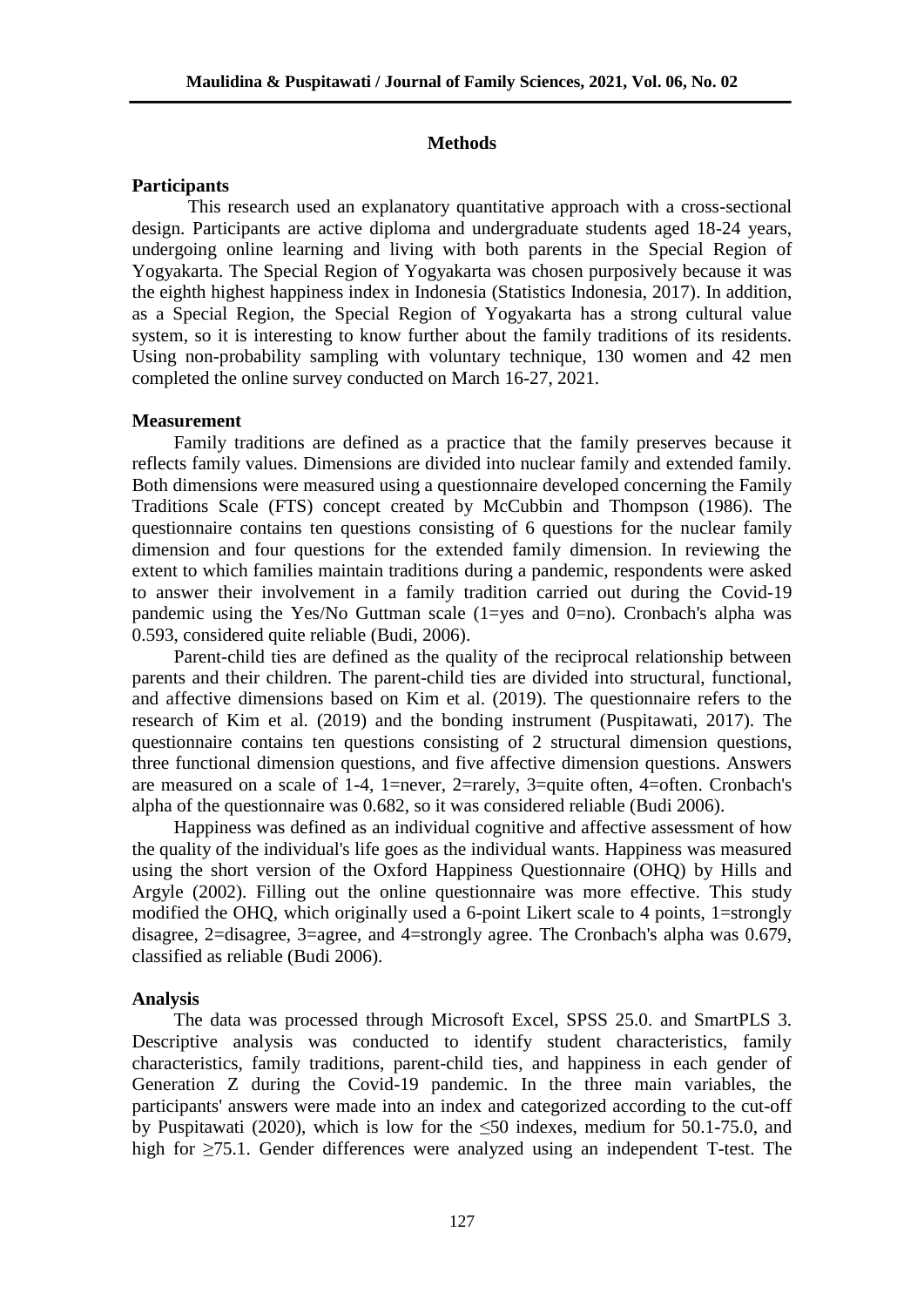## Methods

### Participants

This research used an explanatory quantitative approach with a cross-sectional design. Participants are active diploma and undergraduate students aged 18-24 years, undergoing online learning and living with both parents in the Special Region of Yogyakarta. The Special Region of Yogyakarta was chosen purposively because it was the eighth highest happiness index in Indonesia (Statistics Indonesia, 2017). In addition, as a Special Region, the Special Region of Yogyakarta has a strong cultural value system, so it is interesting to know further about the family traditions of its residents. Using non-probability sampling with voluntary technique, 130 women and 42 men completed the online survey conducted on March 16-27, 2021.

### Measurement

Family traditions are defined as a practice that the family preserves because it reflects family values. Dimensions are divided into nuclear family and extended family. Both dimensions were measured using a questionnaire developed concerning the Family Traditions Scale (FTS) concept created by McCubbin and Thompson (1986). The questionnaire contains ten questions consisting of 6 questions for the nuclear family dimension and four questions for the extended family dimension. In reviewing the extent to which families maintain traditions during a pandemic, respondents were asked to answer their involvement in a family tradition carried out during the Covid-19 pandemic using the Yes/No Guttman scale (1=yes and 0=no). Cronbach's alpha was 0.593, considered quite reliable (Budi, 2006).

Parent-child ties are defined as the quality of the reciprocal relationship between parents and their children. The parent-child ties are divided into structural, functional, and affective dimensions based on Kim et al. (2019). The questionnaire refers to the research of Kim et al. (2019) and the bonding instrument (Puspitawati, 2017). The questionnaire contains ten questions consisting of 2 structural dimension questions, three functional dimension questions, and five affective dimension questions. Answers are measured on a scale of 1-4, 1=never, 2=rarely, 3=quite often, 4=often. Cronbach's alpha of the questionnaire was 0.682, so it was considered reliable (Budi 2006).

Happiness was defined as an individual cognitive and affective assessment of how the quality of the individual's life goes as the individual wants. Happiness was measured using the short version of the Oxford Happiness Questionnaire (OHQ) by Hills and Argyle (2002). Filling out the online questionnaire was more effective. This study modified the OHQ, which originally used a 6-point Likert scale to 4 points, 1=strongly disagree, 2=disagree, 3=agree, and 4=strongly agree. The Cronbach's alpha was 0.679, classified as reliable (Budi 2006).

### Analysis

The data was processed through Microsoft Excel, SPSS 25.0. and SmartPLS 3. Descriptive analysis was conducted to identify student characteristics, family characteristics, family traditions, parent-child ties, and happiness in each gender of Generation Z during the Covid-19 pandemic. In the three main variables, the participants' answers were made into an index and categorized according to the cut-off by Puspitawati (2020), which is low for the $\leq$50 indexes, medium for 50.1-75.0, and high for $\geq$75.1. Gender differences were analyzed using an independent T-test. The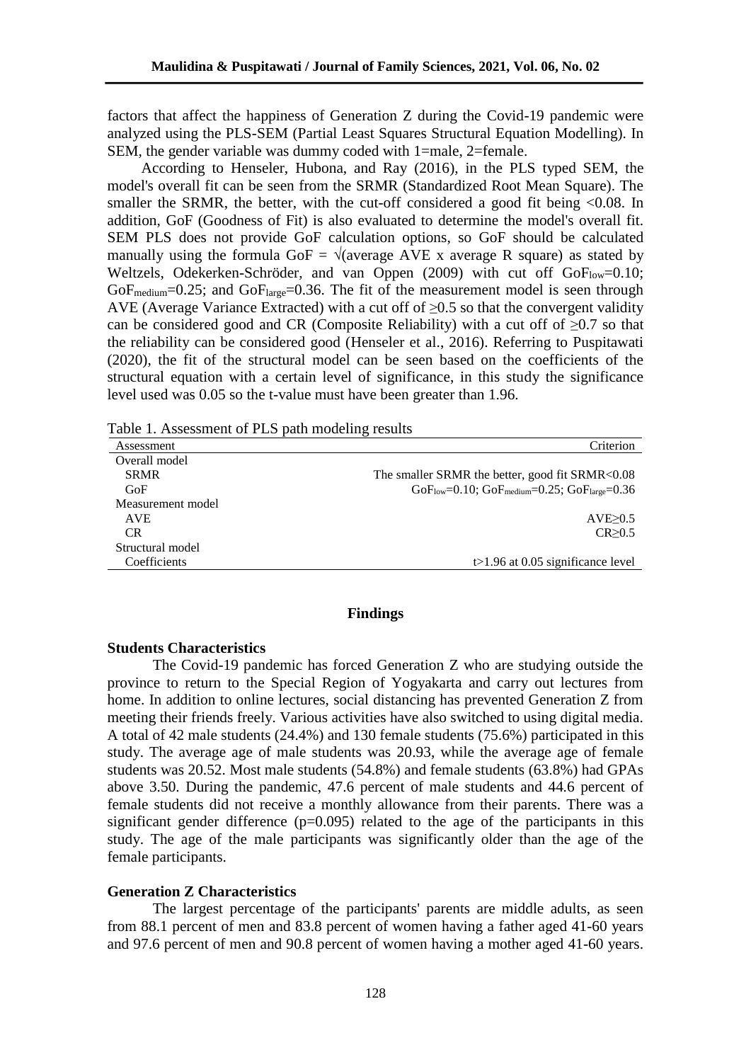factors that affect the happiness of Generation Z during the Covid-19 pandemic were analyzed using the PLS-SEM (Partial Least Squares Structural Equation Modelling). In SEM, the gender variable was dummy coded with 1=male, 2=female.

According to Henseler, Hubona, and Ray (2016), in the PLS typed SEM, the model's overall fit can be seen from the SRMR (Standardized Root Mean Square). The smaller the SRMR, the better, with the cut-off considered a good fit being <0.08. In addition, GoF (Goodness of Fit) is also evaluated to determine the model's overall fit. SEM PLS does not provide GoF calculation options, so GoF should be calculated manually using the formula GoF = √(average AVE x average R square) as stated by Weltzels, Odekerken-Schröder, and van Oppen (2009) with cut off $GoF_{low}$=0.10; $GoF_{medium}$=0.25; and $GoF_{large}$=0.36. The fit of the measurement model is seen through AVE (Average Variance Extracted) with a cut off of ≥0.5 so that the convergent validity can be considered good and CR (Composite Reliability) with a cut off of ≥0.7 so that the reliability can be considered good (Henseler et al., 2016). Referring to Puspitawati (2020), the fit of the structural model can be seen based on the coefficients of the structural equation with a certain level of significance, in this study the significance level used was 0.05 so the t-value must have been greater than 1.96.

Table 1. Assessment of PLS path modeling results

| Assessment | Criterion |
|---|---|
| Overall model | |
| SRMR | The smaller SRMR the better, good fit SRMR<0.08 |
| GoF | $GoF_{low}$=0.10; $GoF_{medium}$=0.25; $GoF_{large}$=0.36 |
| Measurement model | |
| AVE | AVE≥0.5 |
| CR | CR≥0.5 |
| Structural model | |
| Coefficients | t>1.96 at 0.05 significance level |

## Findings

### Students Characteristics

The Covid-19 pandemic has forced Generation Z who are studying outside the province to return to the Special Region of Yogyakarta and carry out lectures from home. In addition to online lectures, social distancing has prevented Generation Z from meeting their friends freely. Various activities have also switched to using digital media. A total of 42 male students (24.4%) and 130 female students (75.6%) participated in this study. The average age of male students was 20.93, while the average age of female students was 20.52. Most male students (54.8%) and female students (63.8%) had GPAs above 3.50. During the pandemic, 47.6 percent of male students and 44.6 percent of female students did not receive a monthly allowance from their parents. There was a significant gender difference (p=0.095) related to the age of the participants in this study. The age of the male participants was significantly older than the age of the female participants.

### Generation Z Characteristics

The largest percentage of the participants' parents are middle adults, as seen from 88.1 percent of men and 83.8 percent of women having a father aged 41-60 years and 97.6 percent of men and 90.8 percent of women having a mother aged 41-60 years.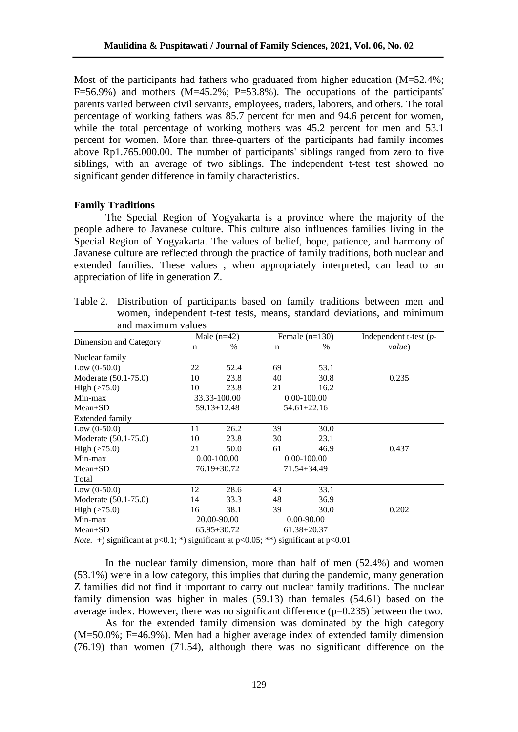Most of the participants had fathers who graduated from higher education (M=52.4%; F=56.9%) and mothers (M=45.2%; P=53.8%). The occupations of the participants' parents varied between civil servants, employees, traders, laborers, and others. The total percentage of working fathers was 85.7 percent for men and 94.6 percent for women, while the total percentage of working mothers was 45.2 percent for men and 53.1 percent for women. More than three-quarters of the participants had family incomes above Rp1.765.000.00. The number of participants' siblings ranged from zero to five siblings, with an average of two siblings. The independent t-test test showed no significant gender difference in family characteristics.

**Family Traditions**

The Special Region of Yogyakarta is a province where the majority of the people adhere to Javanese culture. This culture also influences families living in the Special Region of Yogyakarta. The values of belief, hope, patience, and harmony of Javanese culture are reflected through the practice of family traditions, both nuclear and extended families. These values , when appropriately interpreted, can lead to an appreciation of life in generation Z.

Table 2. Distribution of participants based on family traditions between men and women, independent t-test tests, means, standard deviations, and minimum and maximum values

| Dimension and Category | Male (n=42) | | Female (n=130) | | Independent t-test (*p-value*) |
|---|---|---|---|---|---|
| | n | % | n | % | |
| Nuclear family | | | | | |
| Low (0-50.0) | 22 | 52.4 | 69 | 53.1 | |
| Moderate (50.1-75.0) | 10 | 23.8 | 40 | 30.8 | 0.235 |
| High (>75.0) | 10 | 23.8 | 21 | 16.2 | |
| Min-max | 33.33-100.00 | | 0.00-100.00 | | |
| Mean±SD | 59.13±12.48 | | 54.61±22.16 | | |
| Extended family | | | | | |
| Low (0-50.0) | 11 | 26.2 | 39 | 30.0 | |
| Moderate (50.1-75.0) | 10 | 23.8 | 30 | 23.1 | |
| High (>75.0) | 21 | 50.0 | 61 | 46.9 | 0.437 |
| Min-max | 0.00-100.00 | | 0.00-100.00 | | |
| Mean±SD | 76.19±30.72 | | 71.54±34.49 | | |
| Total | | | | | |
| Low (0-50.0) | 12 | 28.6 | 43 | 33.1 | |
| Moderate (50.1-75.0) | 14 | 33.3 | 48 | 36.9 | |
| High (>75.0) | 16 | 38.1 | 39 | 30.0 | 0.202 |
| Min-max | 20.00-90.00 | | 0.00-90.00 | | |
| Mean±SD | 65.95±30.72 | | 61.38±20.37 | | |

*Note.* +) significant at p<0.1; *) significant at p<0.05; **) significant at p<0.01

In the nuclear family dimension, more than half of men (52.4%) and women (53.1%) were in a low category, this implies that during the pandemic, many generation Z families did not find it important to carry out nuclear family traditions. The nuclear family dimension was higher in males (59.13) than females (54.61) based on the average index. However, there was no significant difference (p=0.235) between the two.

As for the extended family dimension was dominated by the high category (M=50.0%; F=46.9%). Men had a higher average index of extended family dimension (76.19) than women (71.54), although there was no significant difference on the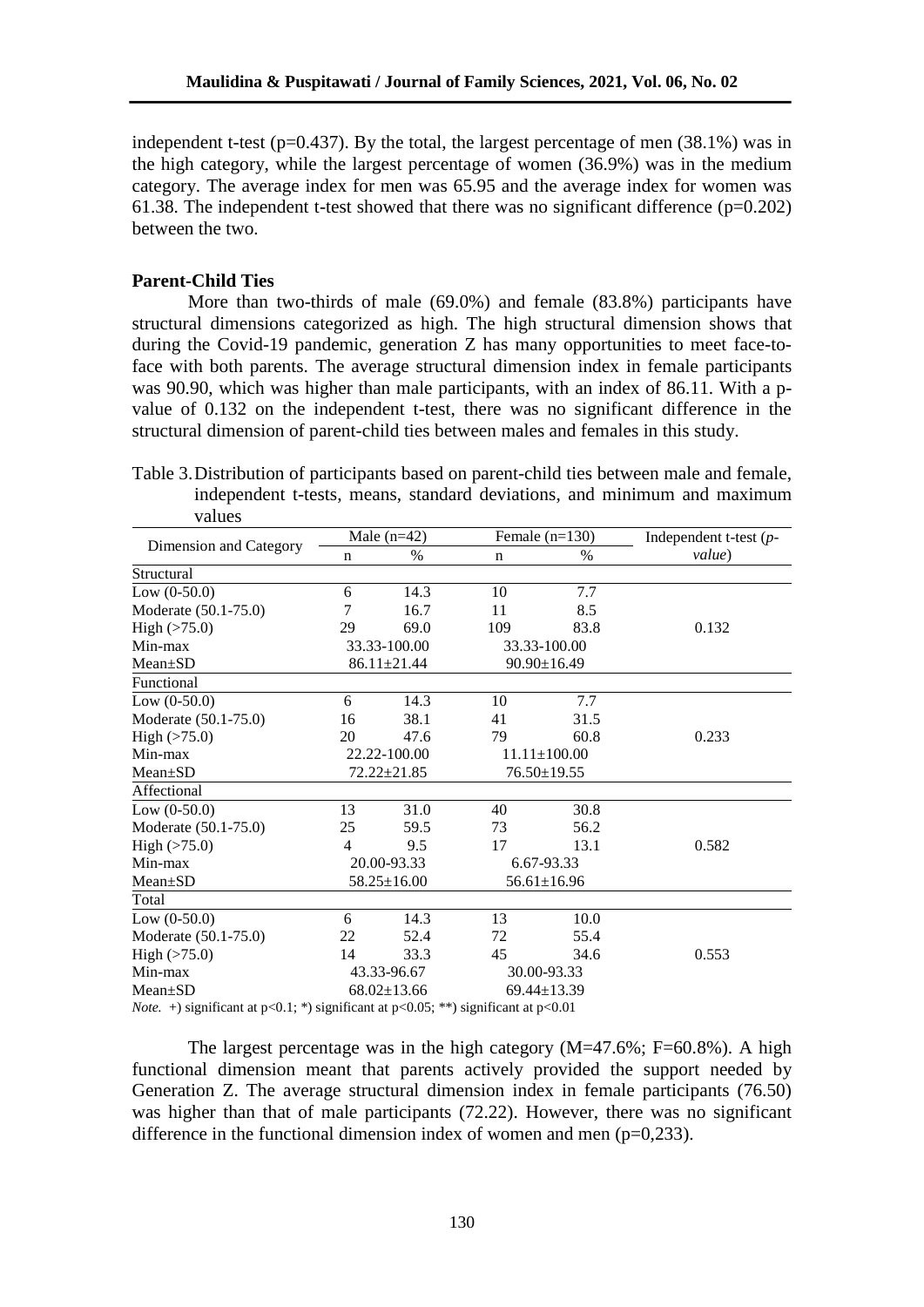independent t-test (p=0.437). By the total, the largest percentage of men (38.1%) was in the high category, while the largest percentage of women (36.9%) was in the medium category. The average index for men was 65.95 and the average index for women was 61.38. The independent t-test showed that there was no significant difference (p=0.202) between the two.

**Parent-Child Ties**

More than two-thirds of male (69.0%) and female (83.8%) participants have structural dimensions categorized as high. The high structural dimension shows that during the Covid-19 pandemic, generation Z has many opportunities to meet face-to-face with both parents. The average structural dimension index in female participants was 90.90, which was higher than male participants, with an index of 86.11. With a p-value of 0.132 on the independent t-test, there was no significant difference in the structural dimension of parent-child ties between males and females in this study.

Table 3. Distribution of participants based on parent-child ties between male and female, independent t-tests, means, standard deviations, and minimum and maximum values

| Dimension and Category | Male (n=42) | | Female (n=130) | | Independent t-test (*p-value*) |
|---|---|---|---|---|---|
| | n | % | n | % | |
| Structural | | | | | |
| Low (0-50.0) | 6 | 14.3 | 10 | 7.7 | |
| Moderate (50.1-75.0) | 7 | 16.7 | 11 | 8.5 | |
| High (>75.0) | 29 | 69.0 | 109 | 83.8 | 0.132 |
| Min-max | 33.33-100.00 | | 33.33-100.00 | | |
| Mean±SD | 86.11±21.44 | | 90.90±16.49 | | |
| Functional | | | | | |
| Low (0-50.0) | 6 | 14.3 | 10 | 7.7 | |
| Moderate (50.1-75.0) | 16 | 38.1 | 41 | 31.5 | |
| High (>75.0) | 20 | 47.6 | 79 | 60.8 | 0.233 |
| Min-max | 22.22-100.00 | | 11.11±100.00 | | |
| Mean±SD | 72.22±21.85 | | 76.50±19.55 | | |
| Affectional | | | | | |
| Low (0-50.0) | 13 | 31.0 | 40 | 30.8 | |
| Moderate (50.1-75.0) | 25 | 59.5 | 73 | 56.2 | |
| High (>75.0) | 4 | 9.5 | 17 | 13.1 | 0.582 |
| Min-max | 20.00-93.33 | | 6.67-93.33 | | |
| Mean±SD | 58.25±16.00 | | 56.61±16.96 | | |
| Total | | | | | |
| Low (0-50.0) | 6 | 14.3 | 13 | 10.0 | |
| Moderate (50.1-75.0) | 22 | 52.4 | 72 | 55.4 | |
| High (>75.0) | 14 | 33.3 | 45 | 34.6 | 0.553 |
| Min-max | 43.33-96.67 | | 30.00-93.33 | | |
| Mean±SD | 68.02±13.66 | | 69.44±13.39 | | |

*Note.* +) significant at p<0.1; *) significant at p<0.05; **) significant at p<0.01

The largest percentage was in the high category (M=47.6%; F=60.8%). A high functional dimension meant that parents actively provided the support needed by Generation Z. The average structural dimension index in female participants (76.50) was higher than that of male participants (72.22). However, there was no significant difference in the functional dimension index of women and men (p=0,233).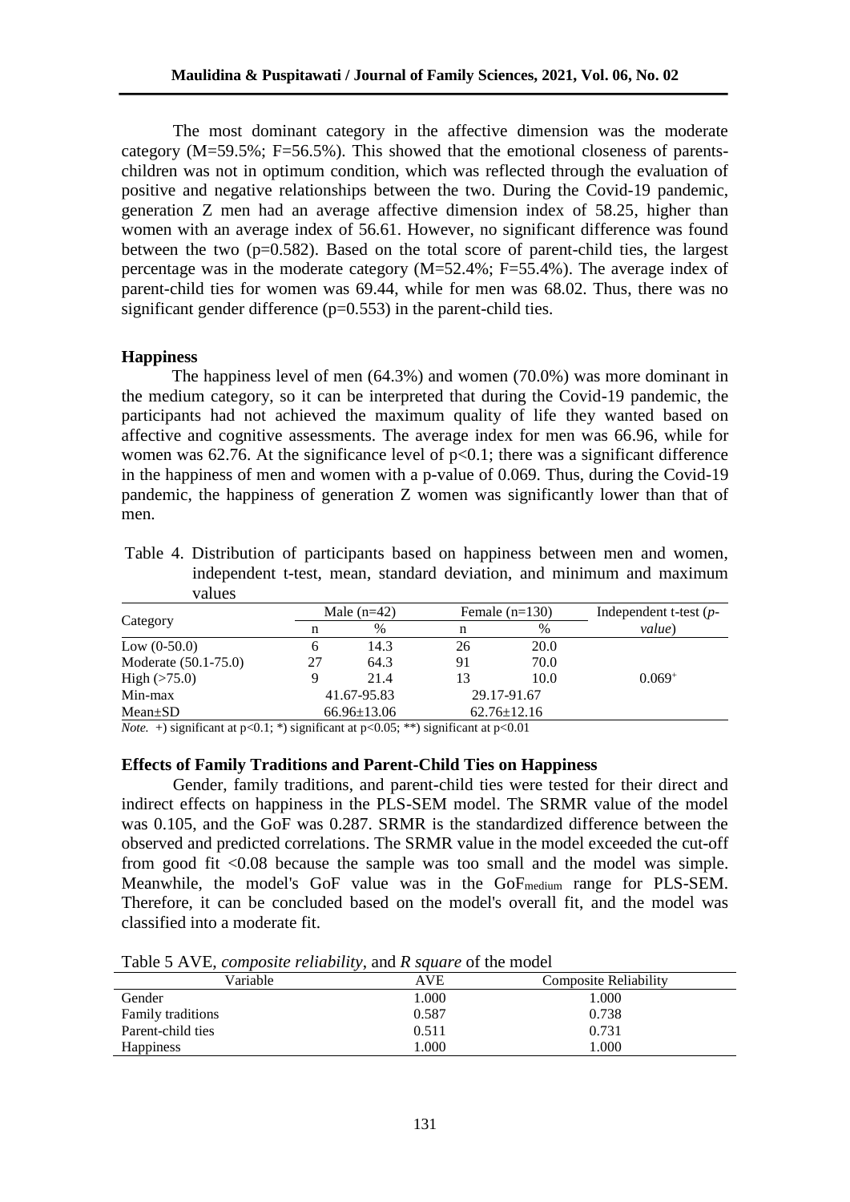The most dominant category in the affective dimension was the moderate category (M=59.5%; F=56.5%). This showed that the emotional closeness of parents-children was not in optimum condition, which was reflected through the evaluation of positive and negative relationships between the two. During the Covid-19 pandemic, generation Z men had an average affective dimension index of 58.25, higher than women with an average index of 56.61. However, no significant difference was found between the two (p=0.582). Based on the total score of parent-child ties, the largest percentage was in the moderate category (M=52.4%; F=55.4%). The average index of parent-child ties for women was 69.44, while for men was 68.02. Thus, there was no significant gender difference (p=0.553) in the parent-child ties.

## Happiness

The happiness level of men (64.3%) and women (70.0%) was more dominant in the medium category, so it can be interpreted that during the Covid-19 pandemic, the participants had not achieved the maximum quality of life they wanted based on affective and cognitive assessments. The average index for men was 66.96, while for women was 62.76. At the significance level of $p<0.1$; there was a significant difference in the happiness of men and women with a p-value of 0.069. Thus, during the Covid-19 pandemic, the happiness of generation Z women was significantly lower than that of men.

Table 4. Distribution of participants based on happiness between men and women, independent t-test, mean, standard deviation, and minimum and maximum values

| Category | Male (n=42) | | Female (n=130) | | Independent t-test (*p-value*) |
|---|---|---|---|---|---|
| | n | % | n | % | |
| Low (0-50.0) | 6 | 14.3 | 26 | 20.0 | |
| Moderate (50.1-75.0) | 27 | 64.3 | 91 | 70.0 | |
| High (>75.0) | 9 | 21.4 | 13 | 10.0 | $0.069^{+}$ |
| Min-max | 41.67-95.83 | | 29.17-91.67 | | |
| Mean±SD | 66.96±13.06 | | 62.76±12.16 | | |

*Note.* +) significant at p<0.1; *) significant at p<0.05; **) significant at p<0.01

## Effects of Family Traditions and Parent-Child Ties on Happiness

Gender, family traditions, and parent-child ties were tested for their direct and indirect effects on happiness in the PLS-SEM model. The SRMR value of the model was 0.105, and the GoF was 0.287. SRMR is the standardized difference between the observed and predicted correlations. The SRMR value in the model exceeded the cut-off from good fit <0.08 because the sample was too small and the model was simple. Meanwhile, the model's GoF value was in the $GoF_{medium}$ range for PLS-SEM. Therefore, it can be concluded based on the model's overall fit, and the model was classified into a moderate fit.

Table 5 AVE, *composite reliability*, and *R square* of the model

| Variable | AVE | Composite Reliability |
|---|---|---|
| Gender | 1.000 | 1.000 |
| Family traditions | 0.587 | 0.738 |
| Parent-child ties | 0.511 | 0.731 |
| Happiness | 1.000 | 1.000 |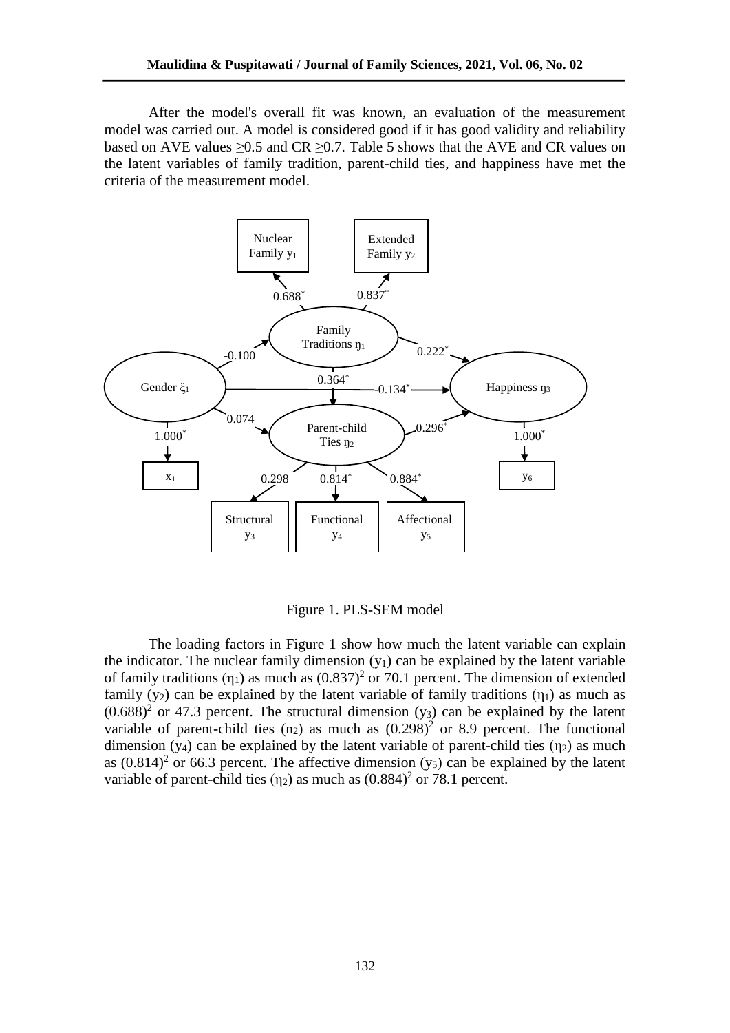After the model's overall fit was known, an evaluation of the measurement model was carried out. A model is considered good if it has good validity and reliability based on AVE values ≥0.5 and CR ≥0.7. Table 5 shows that the AVE and CR values on the latent variables of family tradition, parent-child ties, and happiness have met the criteria of the measurement model.

Figure 1. PLS-SEM model

The loading factors in Figure 1 show how much the latent variable can explain the indicator. The nuclear family dimension ($y_1$) can be explained by the latent variable of family traditions ($\eta_1$) as much as $(0.837)^2$ or 70.1 percent. The dimension of extended family ($y_2$) can be explained by the latent variable of family traditions ($\eta_1$) as much as $(0.688)^2$ or 47.3 percent. The structural dimension ($y_3$) can be explained by the latent variable of parent-child ties ($n_2$) as much as $(0.298)^2$ or 8.9 percent. The functional dimension ($y_4$) can be explained by the latent variable of parent-child ties ($\eta_2$) as much as $(0.814)^2$ or 66.3 percent. The affective dimension ($y_5$) can be explained by the latent variable of parent-child ties ($\eta_2$) as much as $(0.884)^2$ or 78.1 percent.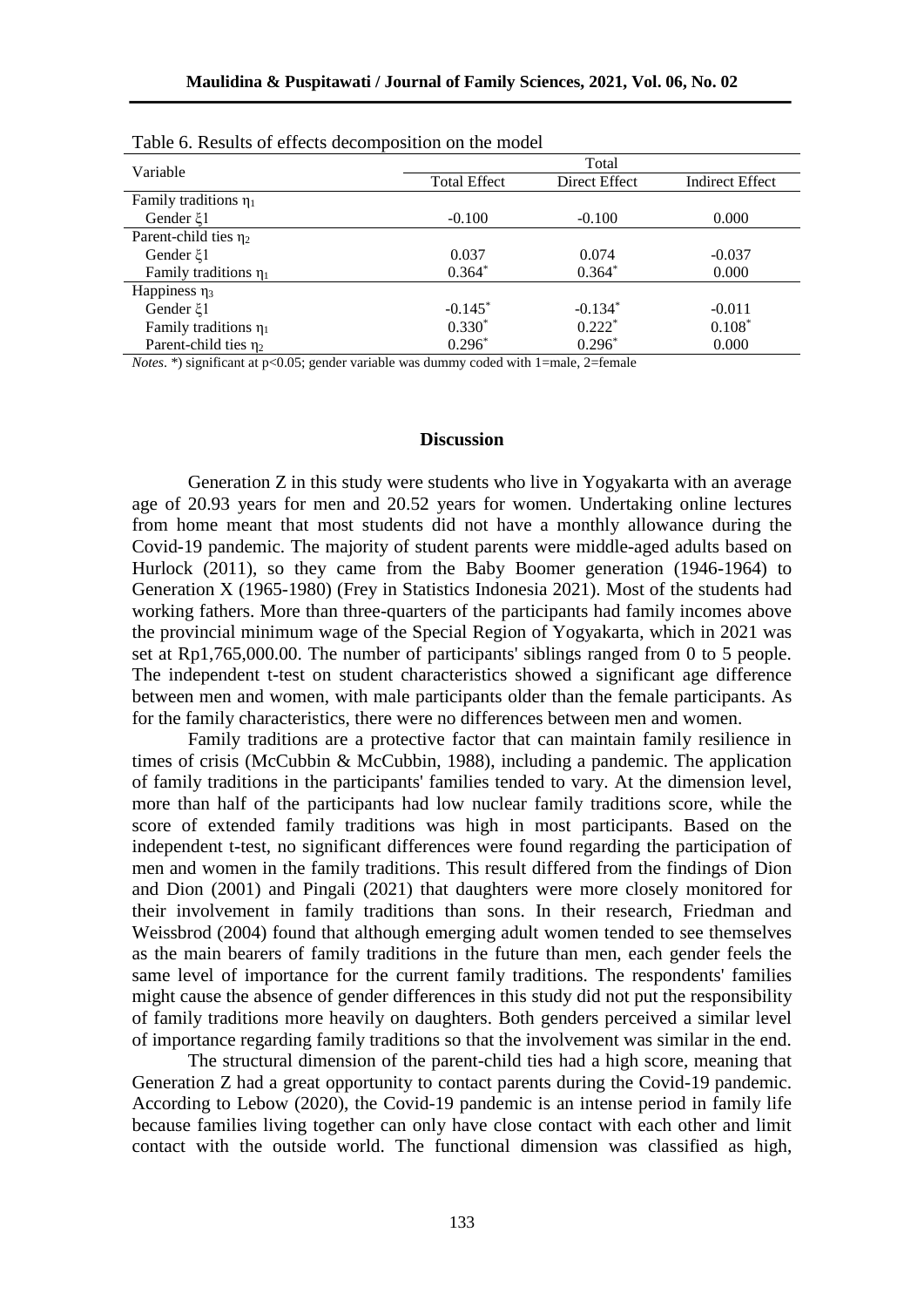Table 6. Results of effects decomposition on the model

| Variable | Total | | |
|---|---|---|---|
| | Total Effect | Direct Effect | Indirect Effect |
| Family traditions $\eta_1$ | | | |
| Gender $\xi 1$ | -0.100 | -0.100 | 0.000 |
| Parent-child ties $\eta_2$ | | | |
| Gender $\xi 1$ | 0.037 | 0.074 | -0.037 |
| Family traditions $\eta_1$ | $0.364^*$ | $0.364^*$ | 0.000 |
| Happiness $\eta_3$ | | | |
| Gender $\xi 1$ | $-0.145^*$ | $-0.134^*$ | -0.011 |
| Family traditions $\eta_1$ | $0.330^*$ | $0.222^*$ | $0.108^*$ |
| Parent-child ties $\eta_2$ | $0.296^*$ | $0.296^*$ | 0.000 |

*Notes*. *) significant at $p<0.05$; gender variable was dummy coded with 1=male, 2=female

## Discussion

Generation Z in this study were students who live in Yogyakarta with an average age of 20.93 years for men and 20.52 years for women. Undertaking online lectures from home meant that most students did not have a monthly allowance during the Covid-19 pandemic. The majority of student parents were middle-aged adults based on Hurlock (2011), so they came from the Baby Boomer generation (1946-1964) to Generation X (1965-1980) (Frey in Statistics Indonesia 2021). Most of the students had working fathers. More than three-quarters of the participants had family incomes above the provincial minimum wage of the Special Region of Yogyakarta, which in 2021 was set at Rp1,765,000.00. The number of participants' siblings ranged from 0 to 5 people. The independent t-test on student characteristics showed a significant age difference between men and women, with male participants older than the female participants. As for the family characteristics, there were no differences between men and women.

Family traditions are a protective factor that can maintain family resilience in times of crisis (McCubbin & McCubbin, 1988), including a pandemic. The application of family traditions in the participants' families tended to vary. At the dimension level, more than half of the participants had low nuclear family traditions score, while the score of extended family traditions was high in most participants. Based on the independent t-test, no significant differences were found regarding the participation of men and women in the family traditions. This result differed from the findings of Dion and Dion (2001) and Pingali (2021) that daughters were more closely monitored for their involvement in family traditions than sons. In their research, Friedman and Weissbrod (2004) found that although emerging adult women tended to see themselves as the main bearers of family traditions in the future than men, each gender feels the same level of importance for the current family traditions. The respondents' families might cause the absence of gender differences in this study did not put the responsibility of family traditions more heavily on daughters. Both genders perceived a similar level of importance regarding family traditions so that the involvement was similar in the end.

The structural dimension of the parent-child ties had a high score, meaning that Generation Z had a great opportunity to contact parents during the Covid-19 pandemic. According to Lebow (2020), the Covid-19 pandemic is an intense period in family life because families living together can only have close contact with each other and limit contact with the outside world. The functional dimension was classified as high,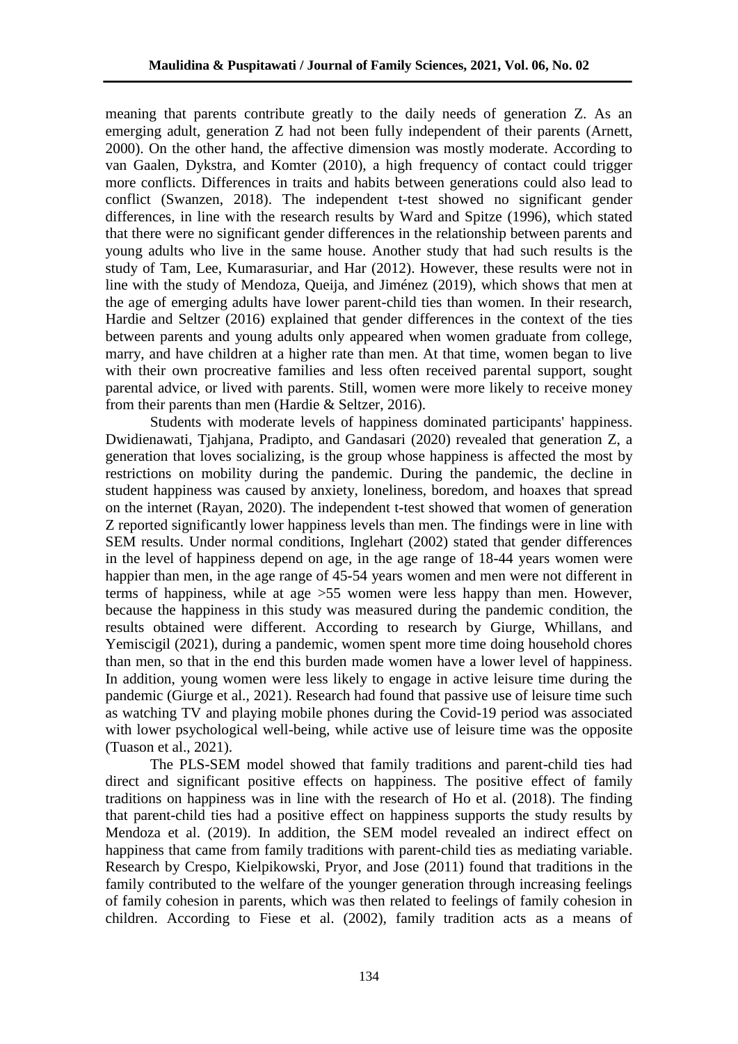meaning that parents contribute greatly to the daily needs of generation Z. As an emerging adult, generation Z had not been fully independent of their parents (Arnett, 2000). On the other hand, the affective dimension was mostly moderate. According to van Gaalen, Dykstra, and Komter (2010), a high frequency of contact could trigger more conflicts. Differences in traits and habits between generations could also lead to conflict (Swanzen, 2018). The independent t-test showed no significant gender differences, in line with the research results by Ward and Spitze (1996), which stated that there were no significant gender differences in the relationship between parents and young adults who live in the same house. Another study that had such results is the study of Tam, Lee, Kumarasuriar, and Har (2012). However, these results were not in line with the study of Mendoza, Queija, and Jiménez (2019), which shows that men at the age of emerging adults have lower parent-child ties than women. In their research, Hardie and Seltzer (2016) explained that gender differences in the context of the ties between parents and young adults only appeared when women graduate from college, marry, and have children at a higher rate than men. At that time, women began to live with their own procreative families and less often received parental support, sought parental advice, or lived with parents. Still, women were more likely to receive money from their parents than men (Hardie & Seltzer, 2016).

Students with moderate levels of happiness dominated participants' happiness. Dwidienawati, Tjahjana, Pradipto, and Gandasari (2020) revealed that generation Z, a generation that loves socializing, is the group whose happiness is affected the most by restrictions on mobility during the pandemic. During the pandemic, the decline in student happiness was caused by anxiety, loneliness, boredom, and hoaxes that spread on the internet (Rayan, 2020). The independent t-test showed that women of generation Z reported significantly lower happiness levels than men. The findings were in line with SEM results. Under normal conditions, Inglehart (2002) stated that gender differences in the level of happiness depend on age, in the age range of 18-44 years women were happier than men, in the age range of 45-54 years women and men were not different in terms of happiness, while at age >55 women were less happy than men. However, because the happiness in this study was measured during the pandemic condition, the results obtained were different. According to research by Giurge, Whillans, and Yemiscigil (2021), during a pandemic, women spent more time doing household chores than men, so that in the end this burden made women have a lower level of happiness. In addition, young women were less likely to engage in active leisure time during the pandemic (Giurge et al., 2021). Research had found that passive use of leisure time such as watching TV and playing mobile phones during the Covid-19 period was associated with lower psychological well-being, while active use of leisure time was the opposite (Tuason et al., 2021).

The PLS-SEM model showed that family traditions and parent-child ties had direct and significant positive effects on happiness. The positive effect of family traditions on happiness was in line with the research of Ho et al. (2018). The finding that parent-child ties had a positive effect on happiness supports the study results by Mendoza et al. (2019). In addition, the SEM model revealed an indirect effect on happiness that came from family traditions with parent-child ties as mediating variable. Research by Crespo, Kielpikowski, Pryor, and Jose (2011) found that traditions in the family contributed to the welfare of the younger generation through increasing feelings of family cohesion in parents, which was then related to feelings of family cohesion in children. According to Fiese et al. (2002), family tradition acts as a means of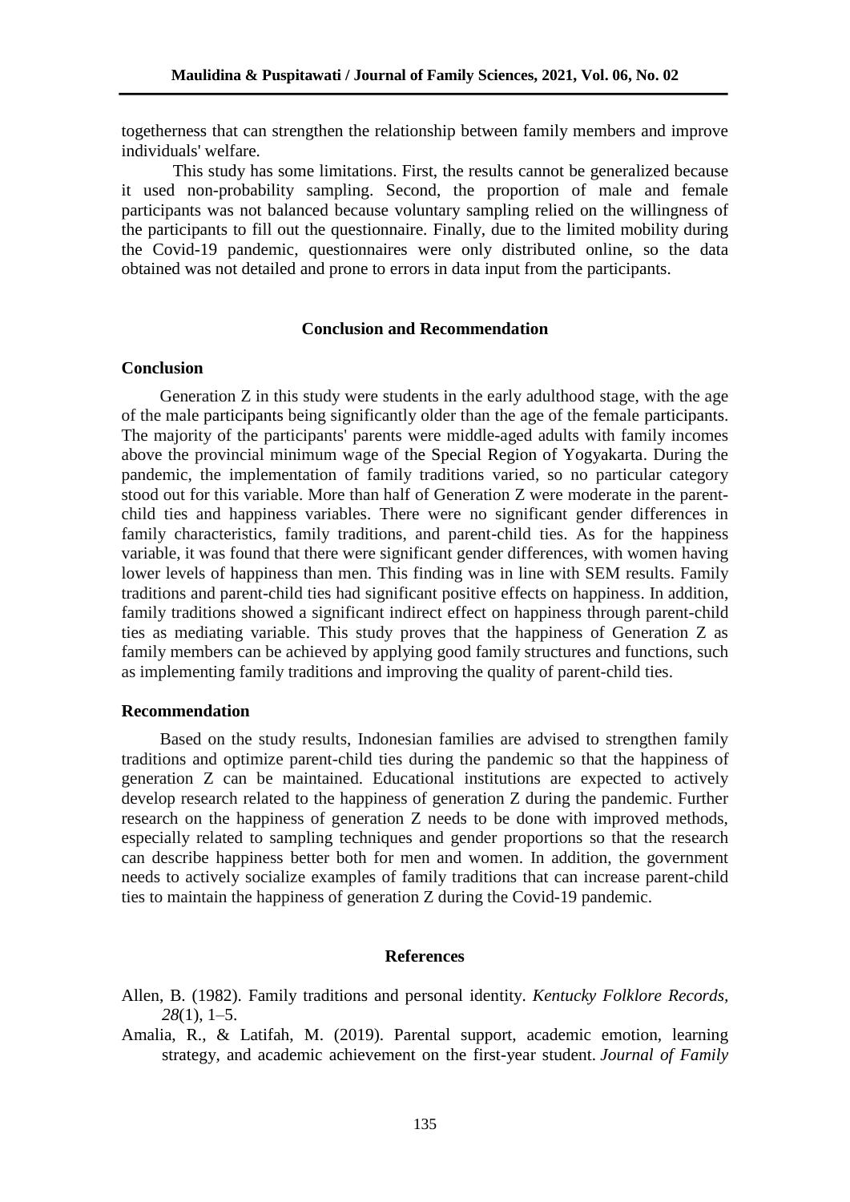togetherness that can strengthen the relationship between family members and improve individuals' welfare.

This study has some limitations. First, the results cannot be generalized because it used non-probability sampling. Second, the proportion of male and female participants was not balanced because voluntary sampling relied on the willingness of the participants to fill out the questionnaire. Finally, due to the limited mobility during the Covid-19 pandemic, questionnaires were only distributed online, so the data obtained was not detailed and prone to errors in data input from the participants.

## Conclusion and Recommendation

### Conclusion

Generation Z in this study were students in the early adulthood stage, with the age of the male participants being significantly older than the age of the female participants. The majority of the participants' parents were middle-aged adults with family incomes above the provincial minimum wage of the Special Region of Yogyakarta. During the pandemic, the implementation of family traditions varied, so no particular category stood out for this variable. More than half of Generation Z were moderate in the parent-child ties and happiness variables. There were no significant gender differences in family characteristics, family traditions, and parent-child ties. As for the happiness variable, it was found that there were significant gender differences, with women having lower levels of happiness than men. This finding was in line with SEM results. Family traditions and parent-child ties had significant positive effects on happiness. In addition, family traditions showed a significant indirect effect on happiness through parent-child ties as mediating variable. This study proves that the happiness of Generation Z as family members can be achieved by applying good family structures and functions, such as implementing family traditions and improving the quality of parent-child ties.

### Recommendation

Based on the study results, Indonesian families are advised to strengthen family traditions and optimize parent-child ties during the pandemic so that the happiness of generation Z can be maintained. Educational institutions are expected to actively develop research related to the happiness of generation Z during the pandemic. Further research on the happiness of generation Z needs to be done with improved methods, especially related to sampling techniques and gender proportions so that the research can describe happiness better both for men and women. In addition, the government needs to actively socialize examples of family traditions that can increase parent-child ties to maintain the happiness of generation Z during the Covid-19 pandemic.

## References

Allen, B. (1982). Family traditions and personal identity. *Kentucky Folklore Records, 28*(1), 1–5.

Amalia, R., & Latifah, M. (2019). Parental support, academic emotion, learning strategy, and academic achievement on the first-year student. *Journal of Family*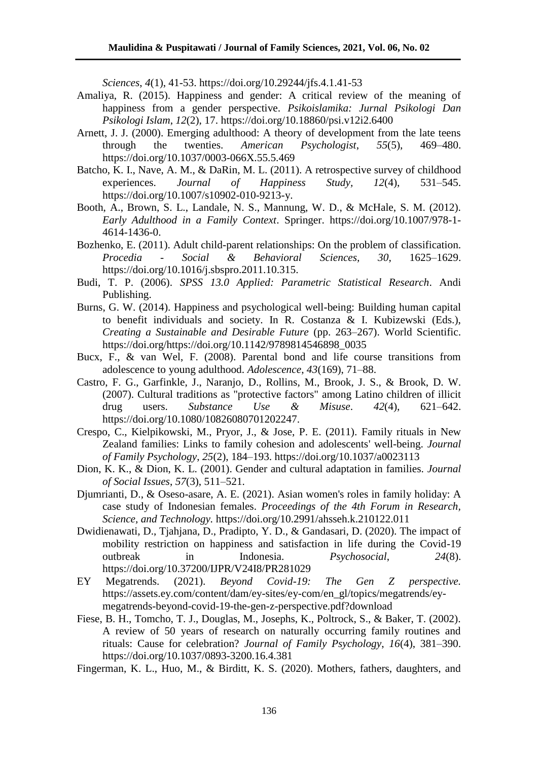*Sciences*, *4*(1), 41-53. https://doi.org/10.29244/jfs.4.1.41-53

Amaliya, R. (2015). Happiness and gender: A critical review of the meaning of happiness from a gender perspective. *Psikoislamika: Jurnal Psikologi Dan Psikologi Islam*, *12*(2), 17. https://doi.org/10.18860/psi.v12i2.6400

Arnett, J. J. (2000). Emerging adulthood: A theory of development from the late teens through the twenties. *American Psychologist*, *55*(5), 469–480. https://doi.org/10.1037/0003-066X.55.5.469

Batcho, K. I., Nave, A. M., & DaRin, M. L. (2011). A retrospective survey of childhood experiences. *Journal of Happiness Study*, *12*(4), 531–545. https://doi.org/10.1007/s10902-010-9213-y.

Booth, A., Brown, S. L., Landale, N. S., Mannung, W. D., & McHale, S. M. (2012). *Early Adulthood in a Family Context*. Springer. https://doi.org/10.1007/978-1-4614-1436-0.

Bozhenko, E. (2011). Adult child-parent relationships: On the problem of classification. *Procedia - Social & Behavioral Sciences*, *30*, 1625–1629. https://doi.org/10.1016/j.sbspro.2011.10.315.

Budi, T. P. (2006). *SPSS 13.0 Applied: Parametric Statistical Research*. Andi Publishing.

Burns, G. W. (2014). Happiness and psychological well-being: Building human capital to benefit individuals and society. In R. Costanza & I. Kubizewski (Eds.), *Creating a Sustainable and Desirable Future* (pp. 263–267). World Scientific. https://doi.org/https://doi.org/10.1142/9789814546898_0035

Bucx, F., & van Wel, F. (2008). Parental bond and life course transitions from adolescence to young adulthood. *Adolescence*, *43*(169), 71–88.

Castro, F. G., Garfinkle, J., Naranjo, D., Rollins, M., Brook, J. S., & Brook, D. W. (2007). Cultural traditions as "protective factors" among Latino children of illicit drug users. *Substance Use & Misuse*. *42*(4), 621–642. https://doi.org/10.1080/10826080701202247.

Crespo, C., Kielpikowski, M., Pryor, J., & Jose, P. E. (2011). Family rituals in New Zealand families: Links to family cohesion and adolescents' well-being. *Journal of Family Psychology*, *25*(2), 184–193. https://doi.org/10.1037/a0023113

Dion, K. K., & Dion, K. L. (2001). Gender and cultural adaptation in families. *Journal of Social Issues*, *57*(3), 511–521.

Djumrianti, D., & Oseso-asare, A. E. (2021). Asian women's roles in family holiday: A case study of Indonesian females. *Proceedings of the 4th Forum in Research, Science, and Technology.* https://doi.org/10.2991/ahsseh.k.210122.011

Dwidienawati, D., Tjahjana, D., Pradipto, Y. D., & Gandasari, D. (2020). The impact of mobility restriction on happiness and satisfaction in life during the Covid-19 outbreak in Indonesia. *Psychosocial*, *24*(8). https://doi.org/10.37200/IJPR/V24I8/PR281029

EY Megatrends. (2021). *Beyond Covid-19: The Gen Z perspective.* https://assets.ey.com/content/dam/ey-sites/ey-com/en_gl/topics/megatrends/ey-megatrends-beyond-covid-19-the-gen-z-perspective.pdf?download

Fiese, B. H., Tomcho, T. J., Douglas, M., Josephs, K., Poltrock, S., & Baker, T. (2002). A review of 50 years of research on naturally occurring family routines and rituals: Cause for celebration? *Journal of Family Psychology*, *16*(4), 381–390. https://doi.org/10.1037/0893-3200.16.4.381

Fingerman, K. L., Huo, M., & Birditt, K. S. (2020). Mothers, fathers, daughters, and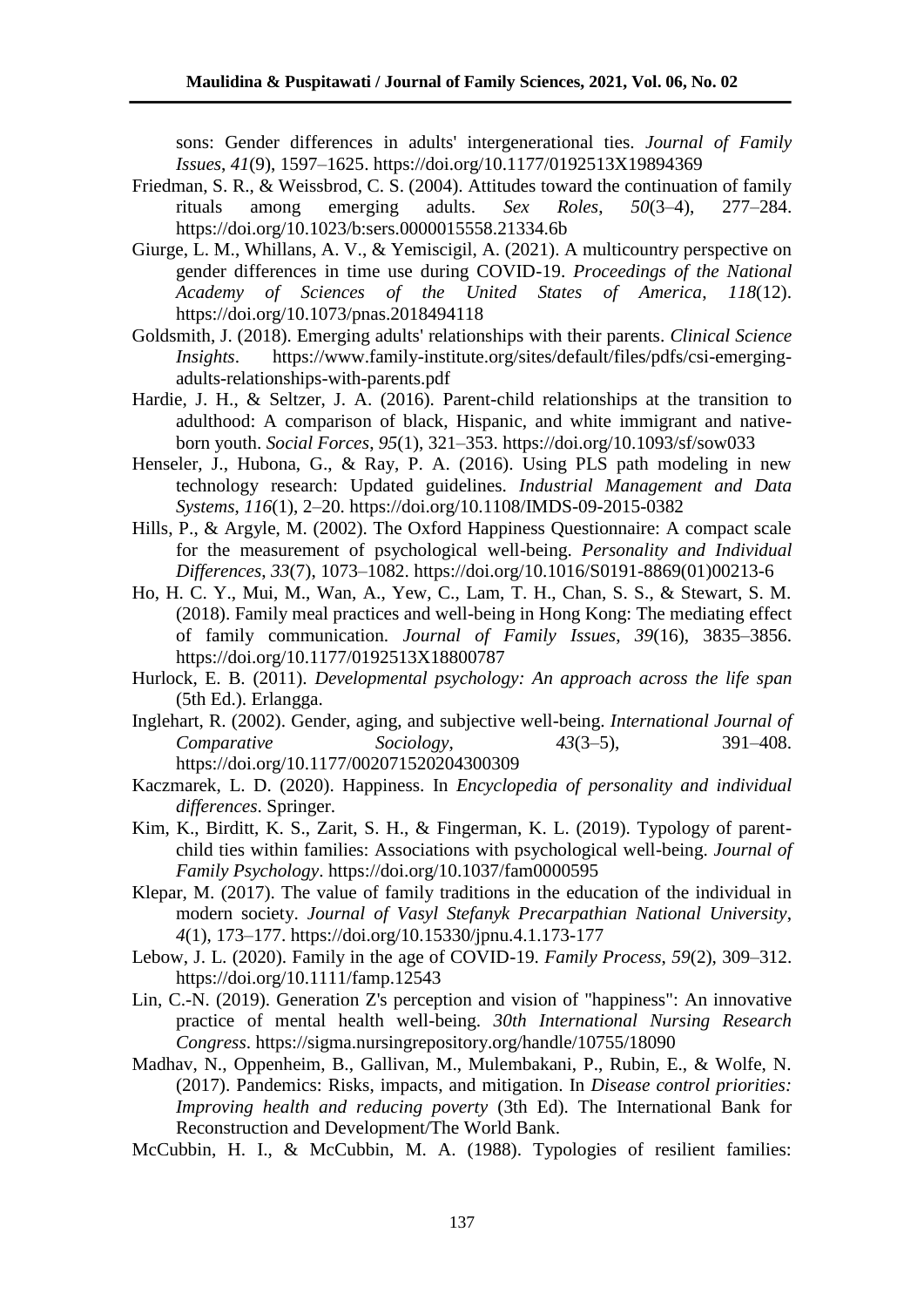sons: Gender differences in adults' intergenerational ties. *Journal of Family Issues*, *41*(9), 1597–1625. https://doi.org/10.1177/0192513X19894369

Friedman, S. R., & Weissbrod, C. S. (2004). Attitudes toward the continuation of family rituals among emerging adults. *Sex Roles*, *50*(3–4), 277–284. https://doi.org/10.1023/b:sers.0000015558.21334.6b

Giurge, L. M., Whillans, A. V., & Yemiscigil, A. (2021). A multicountry perspective on gender differences in time use during COVID-19. *Proceedings of the National Academy of Sciences of the United States of America*, *118*(12). https://doi.org/10.1073/pnas.2018494118

Goldsmith, J. (2018). Emerging adults' relationships with their parents. *Clinical Science Insights*. https://www.family-institute.org/sites/default/files/pdfs/csi-emerging-adults-relationships-with-parents.pdf

Hardie, J. H., & Seltzer, J. A. (2016). Parent-child relationships at the transition to adulthood: A comparison of black, Hispanic, and white immigrant and native-born youth. *Social Forces*, *95*(1), 321–353. https://doi.org/10.1093/sf/sow033

Henseler, J., Hubona, G., & Ray, P. A. (2016). Using PLS path modeling in new technology research: Updated guidelines. *Industrial Management and Data Systems*, *116*(1), 2–20. https://doi.org/10.1108/IMDS-09-2015-0382

Hills, P., & Argyle, M. (2002). The Oxford Happiness Questionnaire: A compact scale for the measurement of psychological well-being. *Personality and Individual Differences*, *33*(7), 1073–1082. https://doi.org/10.1016/S0191-8869(01)00213-6

Ho, H. C. Y., Mui, M., Wan, A., Yew, C., Lam, T. H., Chan, S. S., & Stewart, S. M. (2018). Family meal practices and well-being in Hong Kong: The mediating effect of family communication. *Journal of Family Issues*, *39*(16), 3835–3856. https://doi.org/10.1177/0192513X18800787

Hurlock, E. B. (2011). *Developmental psychology: An approach across the life span* (5th Ed.). Erlangga.

Inglehart, R. (2002). Gender, aging, and subjective well-being. *International Journal of Comparative Sociology*, *43*(3–5), 391–408. https://doi.org/10.1177/002071520204300309

Kaczmarek, L. D. (2020). Happiness. In *Encyclopedia of personality and individual differences*. Springer.

Kim, K., Birditt, K. S., Zarit, S. H., & Fingerman, K. L. (2019). Typology of parent-child ties within families: Associations with psychological well-being. *Journal of Family Psychology*. https://doi.org/10.1037/fam0000595

Klepar, M. (2017). The value of family traditions in the education of the individual in modern society. *Journal of Vasyl Stefanyk Precarpathian National University*, *4*(1), 173–177. https://doi.org/10.15330/jpnu.4.1.173-177

Lebow, J. L. (2020). Family in the age of COVID-19. *Family Process*, *59*(2), 309–312. https://doi.org/10.1111/famp.12543

Lin, C.-N. (2019). Generation Z's perception and vision of "happiness": An innovative practice of mental health well-being. *30th International Nursing Research Congress*. https://sigma.nursingrepository.org/handle/10755/18090

Madhav, N., Oppenheim, B., Gallivan, M., Mulembakani, P., Rubin, E., & Wolfe, N. (2017). Pandemics: Risks, impacts, and mitigation. In *Disease control priorities: Improving health and reducing poverty* (3th Ed). The International Bank for Reconstruction and Development/The World Bank.

McCubbin, H. I., & McCubbin, M. A. (1988). Typologies of resilient families: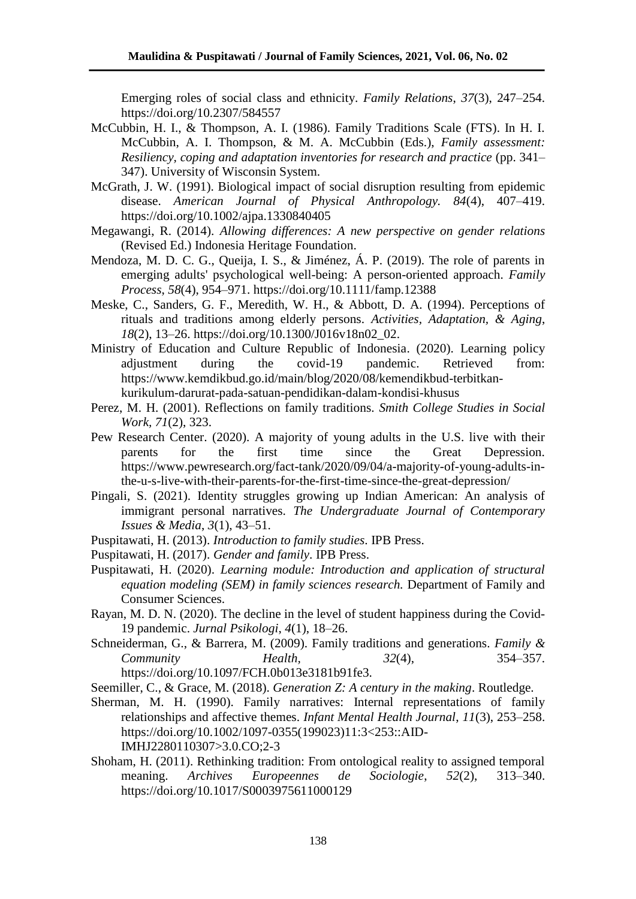Emerging roles of social class and ethnicity. *Family Relations*, *37*(3), 247–254. https://doi.org/10.2307/584557

McCubbin, H. I., & Thompson, A. I. (1986). Family Traditions Scale (FTS). In H. I. McCubbin, A. I. Thompson, & M. A. McCubbin (Eds.), *Family assessment: Resiliency, coping and adaptation inventories for research and practice* (pp. 341–347). University of Wisconsin System.

McGrath, J. W. (1991). Biological impact of social disruption resulting from epidemic disease. *American Journal of Physical Anthropology. 84*(4), 407–419. https://doi.org/10.1002/ajpa.1330840405

Megawangi, R. (2014). *Allowing differences: A new perspective on gender relations* (Revised Ed.) Indonesia Heritage Foundation.

Mendoza, M. D. C. G., Queija, I. S., & Jiménez, Á. P. (2019). The role of parents in emerging adults' psychological well-being: A person-oriented approach. *Family Process*, *58*(4), 954–971. https://doi.org/10.1111/famp.12388

Meske, C., Sanders, G. F., Meredith, W. H., & Abbott, D. A. (1994). Perceptions of rituals and traditions among elderly persons. *Activities, Adaptation, & Aging*, *18*(2), 13–26. https://doi.org/10.1300/J016v18n02_02.

Ministry of Education and Culture Republic of Indonesia. (2020). Learning policy adjustment during the covid-19 pandemic. Retrieved from: https://www.kemdikbud.go.id/main/blog/2020/08/kemendikbud-terbitkan-kurikulum-darurat-pada-satuan-pendidikan-dalam-kondisi-khusus

Perez, M. H. (2001). Reflections on family traditions. *Smith College Studies in Social Work, 71*(2), 323.

Pew Research Center. (2020). A majority of young adults in the U.S. live with their parents for the first time since the Great Depression. https://www.pewresearch.org/fact-tank/2020/09/04/a-majority-of-young-adults-in-the-u-s-live-with-their-parents-for-the-first-time-since-the-great-depression/

Pingali, S. (2021). Identity struggles growing up Indian American: An analysis of immigrant personal narratives. *The Undergraduate Journal of Contemporary Issues & Media*, *3*(1), 43–51.

Puspitawati, H. (2013). *Introduction to family studies*. IPB Press.

Puspitawati, H. (2017). *Gender and family*. IPB Press.

Puspitawati, H. (2020). *Learning module: Introduction and application of structural equation modeling (SEM) in family sciences research.* Department of Family and Consumer Sciences.

Rayan, M. D. N. (2020). The decline in the level of student happiness during the Covid-19 pandemic. *Jurnal Psikologi*, *4*(1), 18–26.

Schneiderman, G., & Barrera, M. (2009). Family traditions and generations. *Family & Community Health, 32*(4), 354–357. https://doi.org/10.1097/FCH.0b013e3181b91fe3.

Seemiller, C., & Grace, M. (2018). *Generation Z: A century in the making*. Routledge.

Sherman, M. H. (1990). Family narratives: Internal representations of family relationships and affective themes. *Infant Mental Health Journal*, *11*(3), 253–258. https://doi.org/10.1002/1097-0355(199023)11:3<253::AID-IMHJ2280110307>3.0.CO;2-3

Shoham, H. (2011). Rethinking tradition: From ontological reality to assigned temporal meaning. *Archives Europeennes de Sociologie*, *52*(2), 313–340. https://doi.org/10.1017/S0003975611000129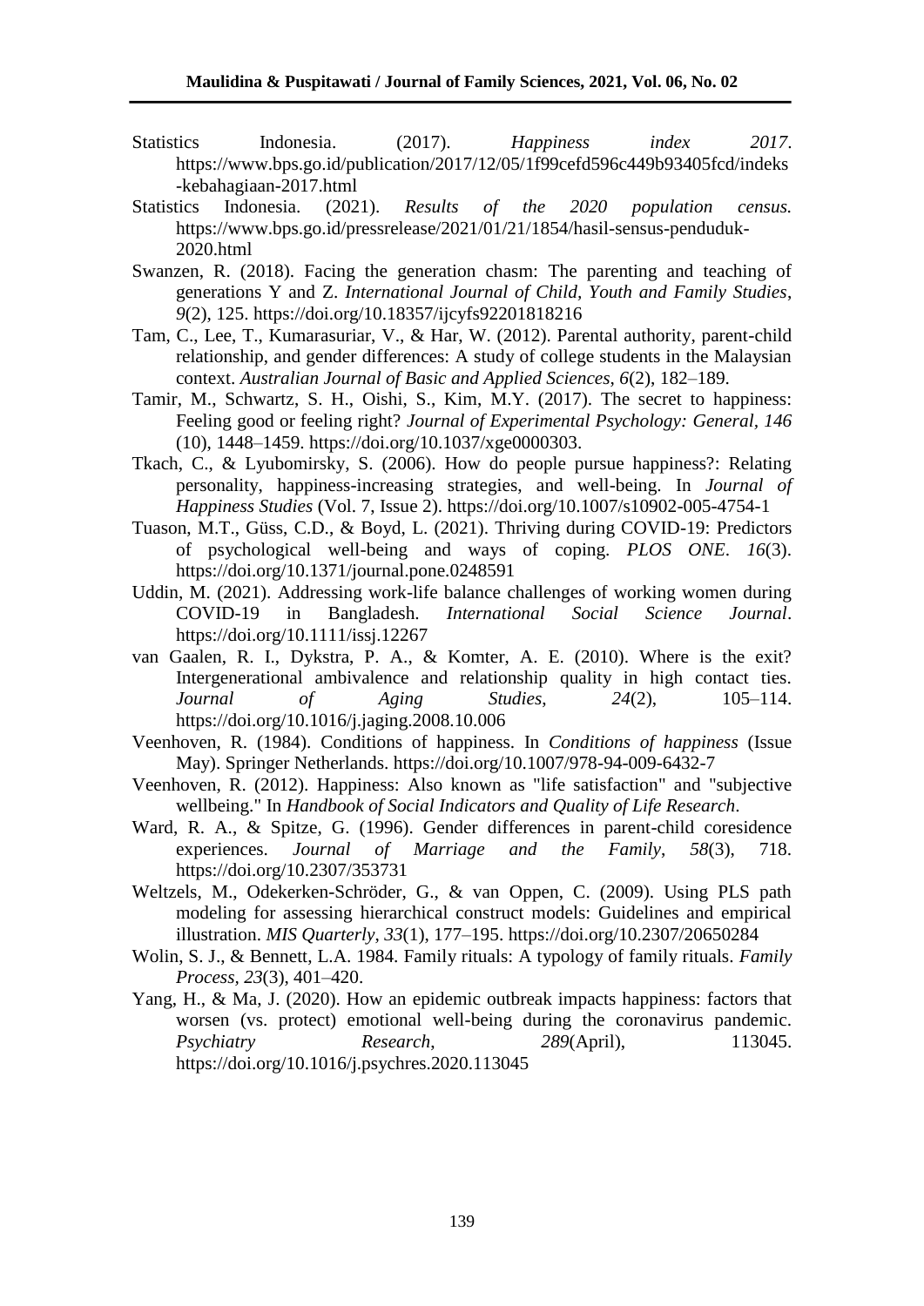Statistics Indonesia. (2017). *Happiness index 2017*. https://www.bps.go.id/publication/2017/12/05/1f99cefd596c449b93405fcd/indeks-kebahagiaan-2017.html

Statistics Indonesia. (2021). *Results of the 2020 population census.* https://www.bps.go.id/pressrelease/2021/01/21/1854/hasil-sensus-penduduk-2020.html

Swanzen, R. (2018). Facing the generation chasm: The parenting and teaching of generations Y and Z. *International Journal of Child, Youth and Family Studies*, *9*(2), 125. https://doi.org/10.18357/ijcyfs92201818216

Tam, C., Lee, T., Kumarasuriar, V., & Har, W. (2012). Parental authority, parent-child relationship, and gender differences: A study of college students in the Malaysian context. *Australian Journal of Basic and Applied Sciences*, *6*(2), 182–189.

Tamir, M., Schwartz, S. H., Oishi, S., Kim, M.Y. (2017). The secret to happiness: Feeling good or feeling right? *Journal of Experimental Psychology: General, 146* (10), 1448–1459. https://doi.org/10.1037/xge0000303.

Tkach, C., & Lyubomirsky, S. (2006). How do people pursue happiness?: Relating personality, happiness-increasing strategies, and well-being. In *Journal of Happiness Studies* (Vol. 7, Issue 2). https://doi.org/10.1007/s10902-005-4754-1

Tuason, M.T., Güss, C.D., & Boyd, L. (2021). Thriving during COVID-19: Predictors of psychological well-being and ways of coping. *PLOS ONE*. *16*(3). https://doi.org/10.1371/journal.pone.0248591

Uddin, M. (2021). Addressing work-life balance challenges of working women during COVID-19 in Bangladesh. *International Social Science Journal*. https://doi.org/10.1111/issj.12267

van Gaalen, R. I., Dykstra, P. A., & Komter, A. E. (2010). Where is the exit? Intergenerational ambivalence and relationship quality in high contact ties. *Journal of Aging Studies*, *24*(2), 105–114. https://doi.org/10.1016/j.jaging.2008.10.006

Veenhoven, R. (1984). Conditions of happiness. In *Conditions of happiness* (Issue May). Springer Netherlands. https://doi.org/10.1007/978-94-009-6432-7

Veenhoven, R. (2012). Happiness: Also known as "life satisfaction" and "subjective wellbeing." In *Handbook of Social Indicators and Quality of Life Research*.

Ward, R. A., & Spitze, G. (1996). Gender differences in parent-child coresidence experiences. *Journal of Marriage and the Family*, *58*(3), 718. https://doi.org/10.2307/353731

Weltzels, M., Odekerken-Schröder, G., & van Oppen, C. (2009). Using PLS path modeling for assessing hierarchical construct models: Guidelines and empirical illustration. *MIS Quarterly*, *33*(1), 177–195. https://doi.org/10.2307/20650284

Wolin, S. J., & Bennett, L.A. 1984. Family rituals: A typology of family rituals. *Family Process*, *23*(3), 401–420.

Yang, H., & Ma, J. (2020). How an epidemic outbreak impacts happiness: factors that worsen (vs. protect) emotional well-being during the coronavirus pandemic. *Psychiatry Research*, *289*(April), 113045. https://doi.org/10.1016/j.psychres.2020.113045